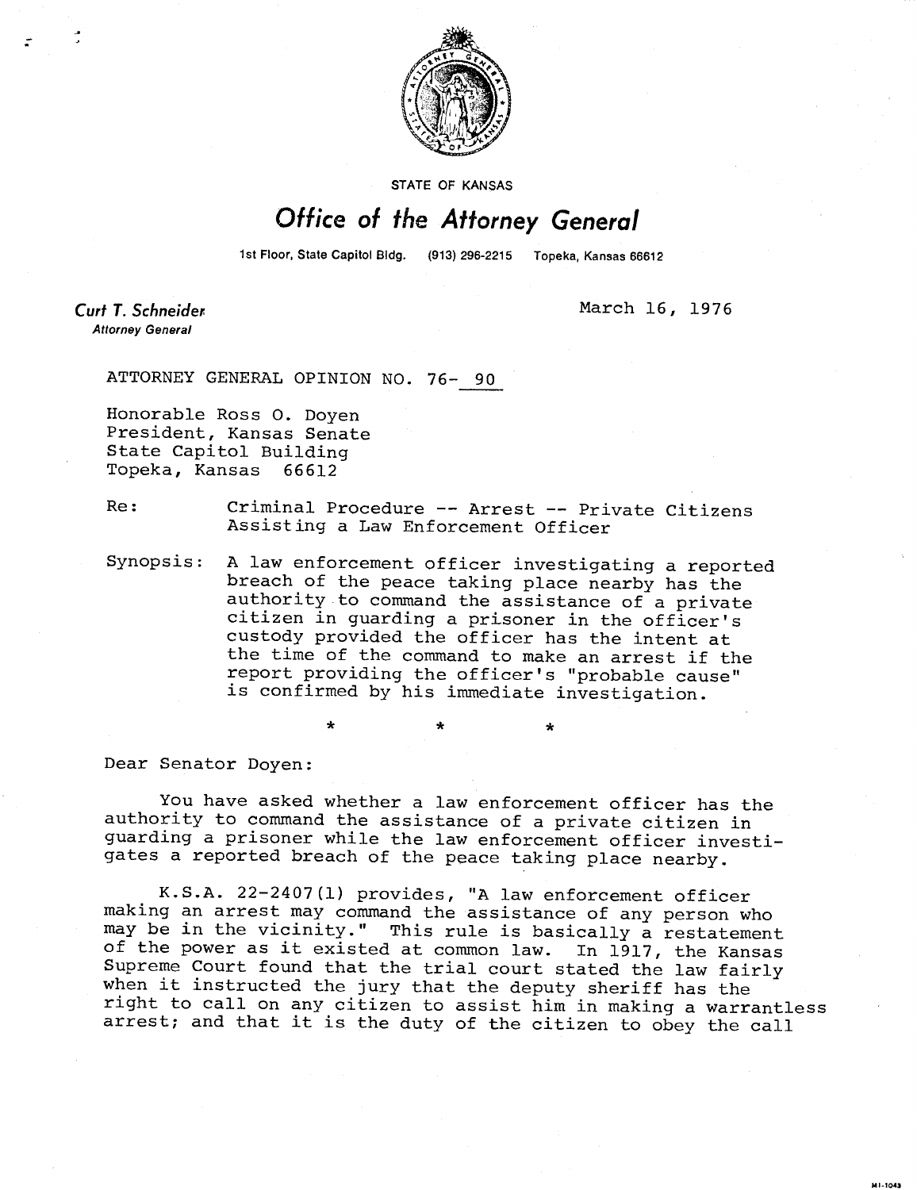STATE OF KANSAS

# Office of the Attorney General

1st Floor, State Capitol Bldg. (913) 296-2215 Topeka, Kansas 66612

**Curt T. Schneider**
*Attorney General*

March 16, 1976

ATTORNEY GENERAL OPINION NO. 76- 90

Honorable Ross O. Doyen
President, Kansas Senate
State Capitol Building
Topeka, Kansas 66612

Re: Criminal Procedure -- Arrest -- Private Citizens Assisting a Law Enforcement Officer

Synopsis: A law enforcement officer investigating a reported breach of the peace taking place nearby has the authority to command the assistance of a private citizen in guarding a prisoner in the officer's custody provided the officer has the intent at the time of the command to make an arrest if the report providing the officer's "probable cause" is confirmed by his immediate investigation.

\* \* \*

Dear Senator Doyen:

You have asked whether a law enforcement officer has the authority to command the assistance of a private citizen in guarding a prisoner while the law enforcement officer investigates a reported breach of the peace taking place nearby.

K.S.A. 22-2407(1) provides, "A law enforcement officer making an arrest may command the assistance of any person who may be in the vicinity." This rule is basically a restatement of the power as it existed at common law. In 1917, the Kansas Supreme Court found that the trial court stated the law fairly when it instructed the jury that the deputy sheriff has the right to call on any citizen to assist him in making a warrantless arrest; and that it is the duty of the citizen to obey the call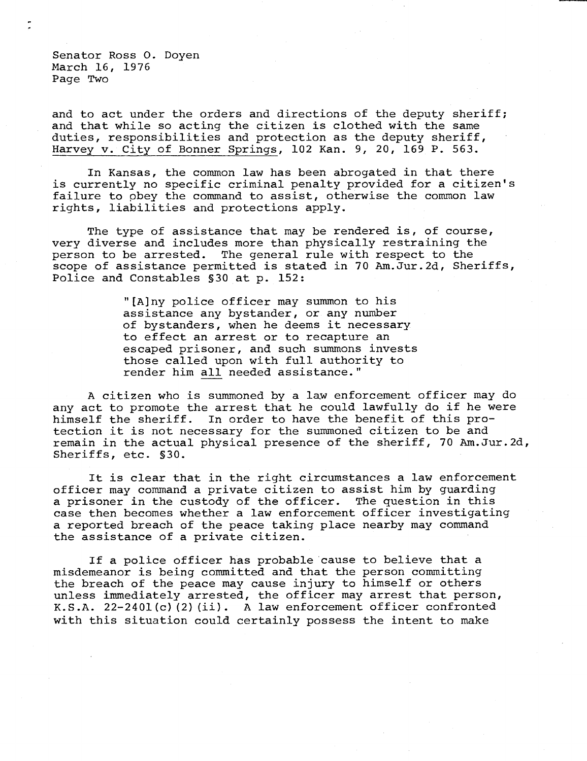and to act under the orders and directions of the deputy sheriff; and that while so acting the citizen is clothed with the same duties, responsibilities and protection as the deputy sheriff, Harvey v. City of Bonner Springs, 102 Kan. 9, 20, 169 P. 563.

In Kansas, the common law has been abrogated in that there is currently no specific criminal penalty provided for a citizen's failure to obey the command to assist, otherwise the common law rights, liabilities and protections apply.

The type of assistance that may be rendered is, of course, very diverse and includes more than physically restraining the person to be arrested. The general rule with respect to the scope of assistance permitted is stated in 70 Am.Jur.2d, Sheriffs, Police and Constables §30 at p. 152:

> "[A]ny police officer may summon to his assistance any bystander, or any number of bystanders, when he deems it necessary to effect an arrest or to recapture an escaped prisoner, and such summons invests those called upon with full authority to render him all needed assistance."

A citizen who is summoned by a law enforcement officer may do any act to promote the arrest that he could lawfully do if he were himself the sheriff. In order to have the benefit of this protection it is not necessary for the summoned citizen to be and remain in the actual physical presence of the sheriff, 70 Am.Jur.2d, Sheriffs, etc. §30.

It is clear that in the right circumstances a law enforcement officer may command a private citizen to assist him by guarding a prisoner in the custody of the officer. The question in this case then becomes whether a law enforcement officer investigating a reported breach of the peace taking place nearby may command the assistance of a private citizen.

If a police officer has probable cause to believe that a misdemeanor is being committed and that the person committing the breach of the peace may cause injury to himself or others unless immediately arrested, the officer may arrest that person, K.S.A. 22-2401(c)(2)(ii). A law enforcement officer confronted with this situation could certainly possess the intent to make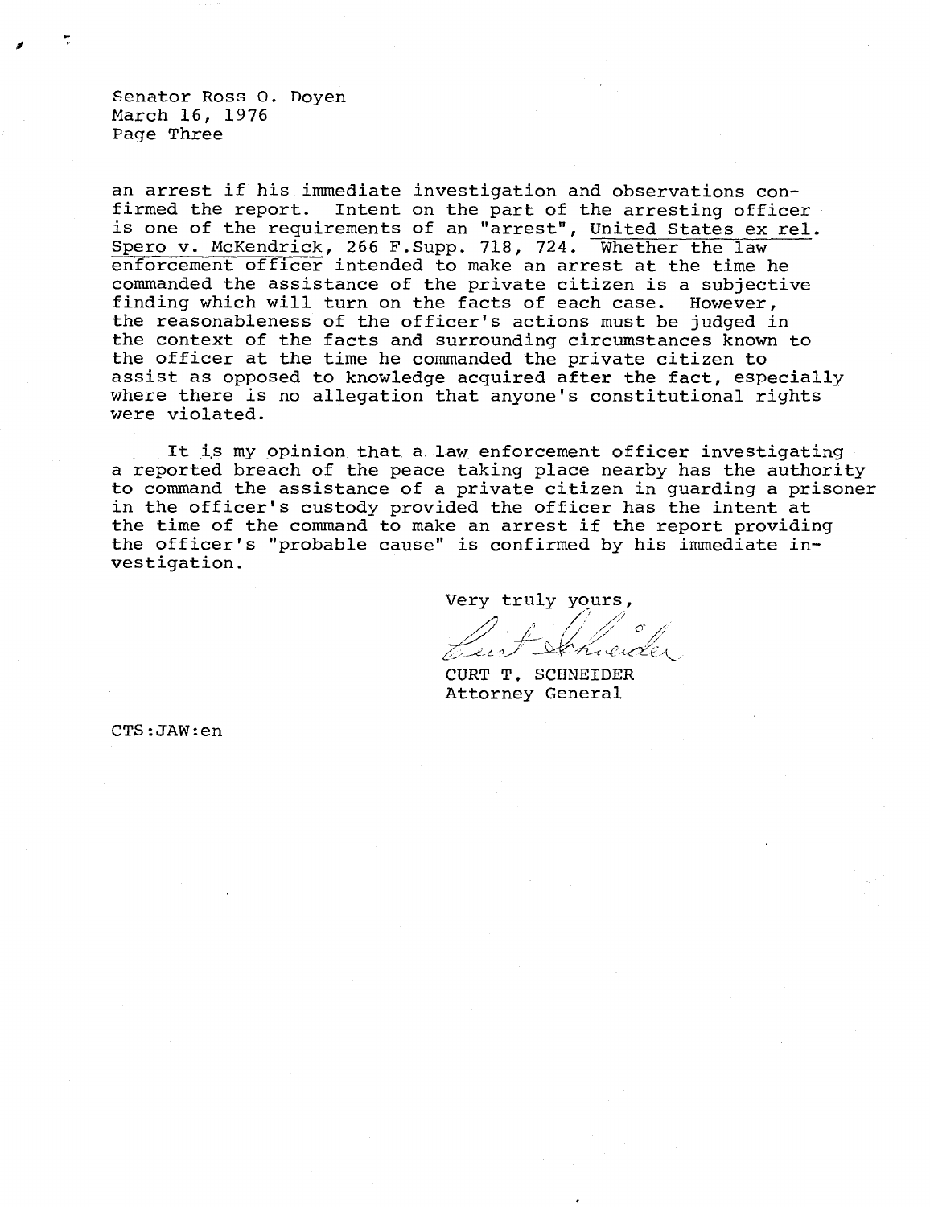Senator Ross O. Doyen
March 16, 1976
Page Three

an arrest if his immediate investigation and observations confirmed the report. Intent on the part of the arresting officer is one of the requirements of an "arrest", United States ex rel. Spero v. McKendrick, 266 F.Supp. 718, 724. Whether the law enforcement officer intended to make an arrest at the time he commanded the assistance of the private citizen is a subjective finding which will turn on the facts of each case. However, the reasonableness of the officer's actions must be judged in the context of the facts and surrounding circumstances known to the officer at the time he commanded the private citizen to assist as opposed to knowledge acquired after the fact, especially where there is no allegation that anyone's constitutional rights were violated.

It is my opinion that a law enforcement officer investigating a reported breach of the peace taking place nearby has the authority to command the assistance of a private citizen in guarding a prisoner in the officer's custody provided the officer has the intent at the time of the command to make an arrest if the report providing the officer's "probable cause" is confirmed by his immediate investigation.

Very truly yours,

CURT T. SCHNEIDER
Attorney General

CTS:JAW:en